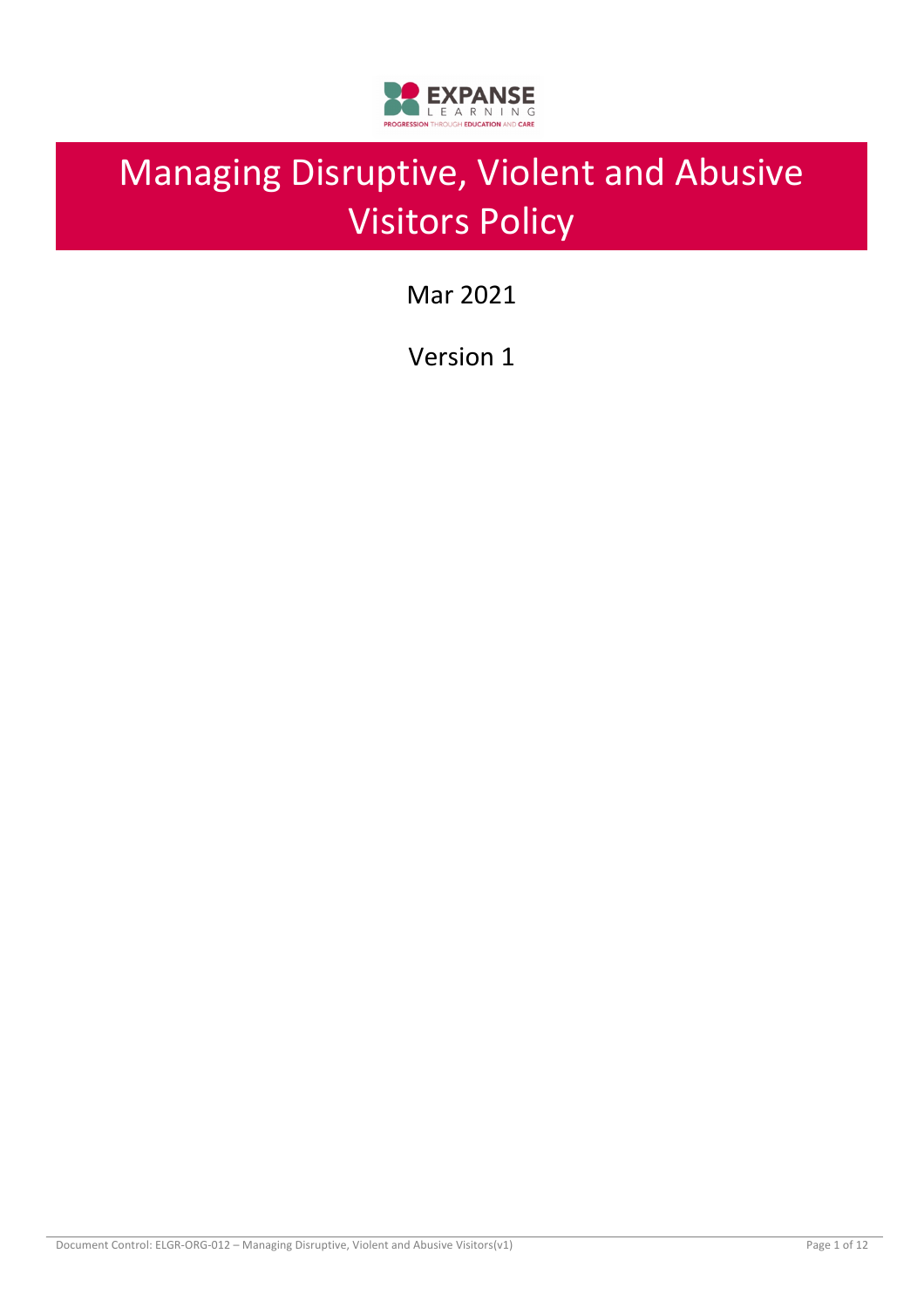# Managing Disruptive, Violent and Abusive Visitors Policy

Mar 2021

Version 1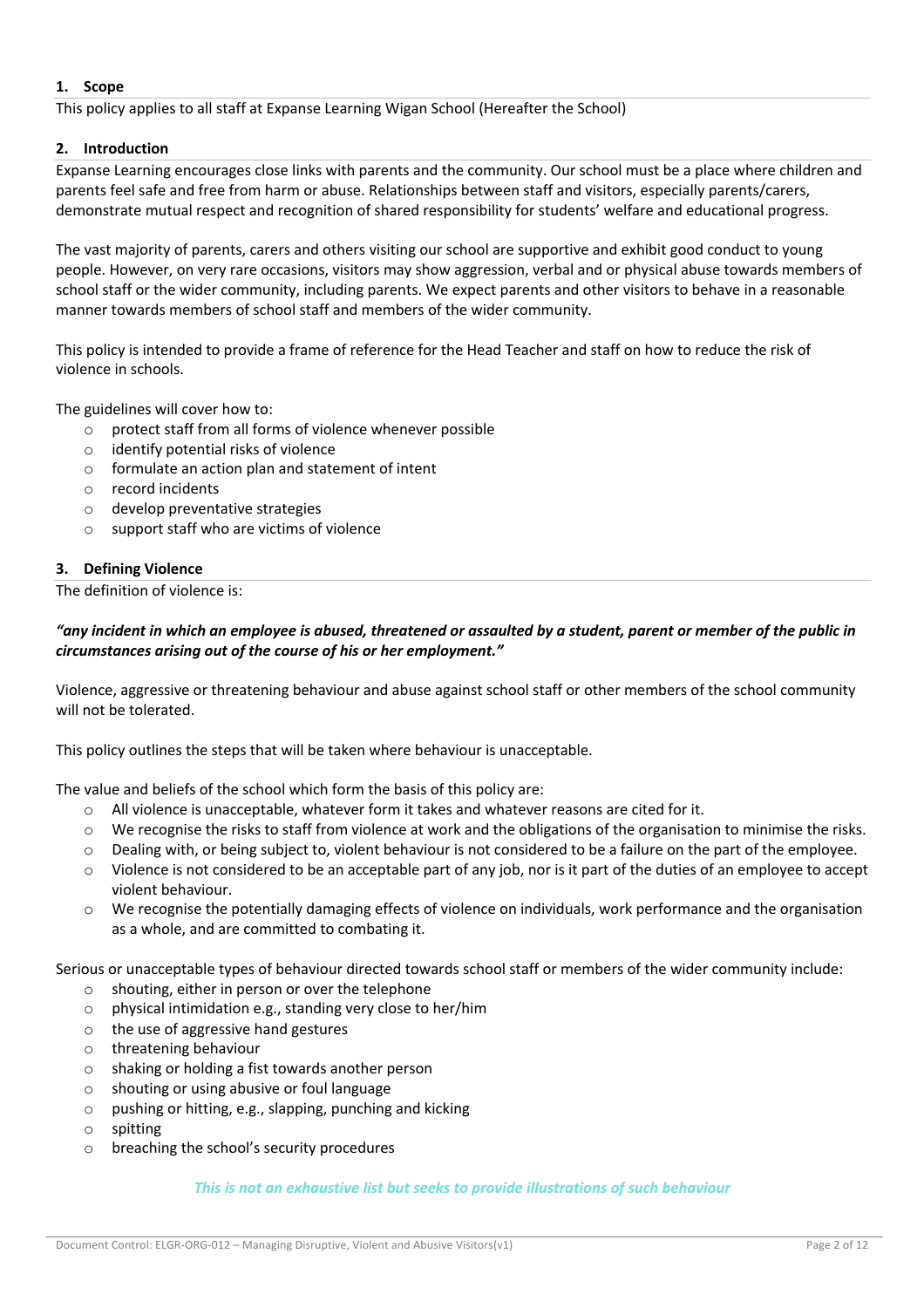## 1. Scope

This policy applies to all staff at Expanse Learning Wigan School (Hereafter the School)

## 2. Introduction

Expanse Learning encourages close links with parents and the community. Our school must be a place where children and parents feel safe and free from harm or abuse. Relationships between staff and visitors, especially parents/carers, demonstrate mutual respect and recognition of shared responsibility for students' welfare and educational progress.

The vast majority of parents, carers and others visiting our school are supportive and exhibit good conduct to young people. However, on very rare occasions, visitors may show aggression, verbal and or physical abuse towards members of school staff or the wider community, including parents. We expect parents and other visitors to behave in a reasonable manner towards members of school staff and members of the wider community.

This policy is intended to provide a frame of reference for the Head Teacher and staff on how to reduce the risk of violence in schools.

The guidelines will cover how to:

- protect staff from all forms of violence whenever possible
- identify potential risks of violence
- formulate an action plan and statement of intent
- record incidents
- develop preventative strategies
- support staff who are victims of violence

## 3. Defining Violence

The definition of violence is:

***"any incident in which an employee is abused, threatened or assaulted by a student, parent or member of the public in circumstances arising out of the course of his or her employment."***

Violence, aggressive or threatening behaviour and abuse against school staff or other members of the school community will not be tolerated.

This policy outlines the steps that will be taken where behaviour is unacceptable.

The value and beliefs of the school which form the basis of this policy are:

- All violence is unacceptable, whatever form it takes and whatever reasons are cited for it.
- We recognise the risks to staff from violence at work and the obligations of the organisation to minimise the risks.
- Dealing with, or being subject to, violent behaviour is not considered to be a failure on the part of the employee.
- Violence is not considered to be an acceptable part of any job, nor is it part of the duties of an employee to accept violent behaviour.
- We recognise the potentially damaging effects of violence on individuals, work performance and the organisation as a whole, and are committed to combating it.

Serious or unacceptable types of behaviour directed towards school staff or members of the wider community include:

- shouting, either in person or over the telephone
- physical intimidation e.g., standing very close to her/him
- the use of aggressive hand gestures
- threatening behaviour
- shaking or holding a fist towards another person
- shouting or using abusive or foul language
- pushing or hitting, e.g., slapping, punching and kicking
- spitting
- breaching the school's security procedures

***This is not an exhaustive list but seeks to provide illustrations of such behaviour***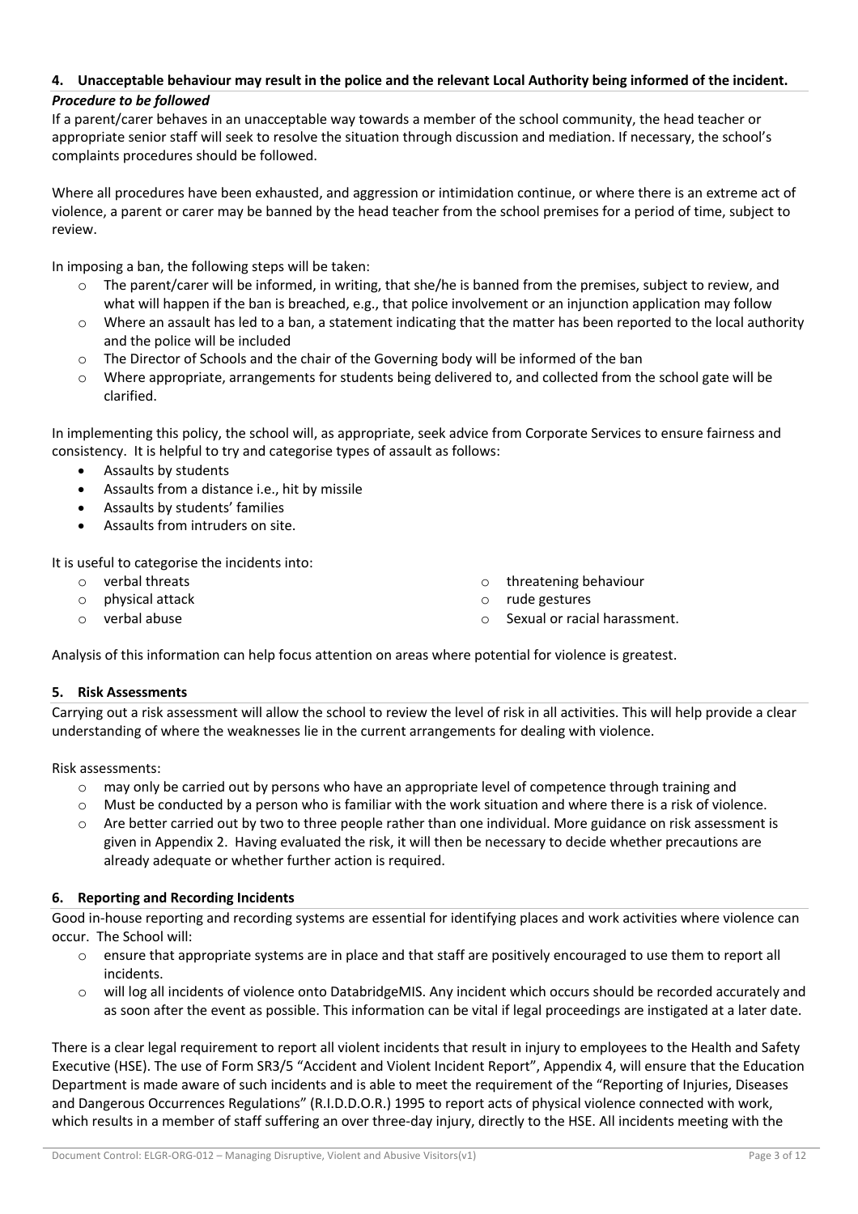### 4. Unacceptable behaviour may result in the police and the relevant Local Authority being informed of the incident.

***Procedure to be followed***

If a parent/carer behaves in an unacceptable way towards a member of the school community, the head teacher or appropriate senior staff will seek to resolve the situation through discussion and mediation. If necessary, the school's complaints procedures should be followed.

Where all procedures have been exhausted, and aggression or intimidation continue, or where there is an extreme act of violence, a parent or carer may be banned by the head teacher from the school premises for a period of time, subject to review.

In imposing a ban, the following steps will be taken:

- The parent/carer will be informed, in writing, that she/he is banned from the premises, subject to review, and what will happen if the ban is breached, e.g., that police involvement or an injunction application may follow
- Where an assault has led to a ban, a statement indicating that the matter has been reported to the local authority and the police will be included
- The Director of Schools and the chair of the Governing body will be informed of the ban
- Where appropriate, arrangements for students being delivered to, and collected from the school gate will be clarified.

In implementing this policy, the school will, as appropriate, seek advice from Corporate Services to ensure fairness and consistency. It is helpful to try and categorise types of assault as follows:

- Assaults by students
- Assaults from a distance i.e., hit by missile
- Assaults by students' families
- Assaults from intruders on site.

It is useful to categorise the incidents into:

- verbal threats
- physical attack
- verbal abuse
- threatening behaviour
- rude gestures
- Sexual or racial harassment.

Analysis of this information can help focus attention on areas where potential for violence is greatest.

### 5. Risk Assessments

Carrying out a risk assessment will allow the school to review the level of risk in all activities. This will help provide a clear understanding of where the weaknesses lie in the current arrangements for dealing with violence.

Risk assessments:

- may only be carried out by persons who have an appropriate level of competence through training and
- Must be conducted by a person who is familiar with the work situation and where there is a risk of violence.
- Are better carried out by two to three people rather than one individual. More guidance on risk assessment is given in Appendix 2. Having evaluated the risk, it will then be necessary to decide whether precautions are already adequate or whether further action is required.

### 6. Reporting and Recording Incidents

Good in-house reporting and recording systems are essential for identifying places and work activities where violence can occur. The School will:

- ensure that appropriate systems are in place and that staff are positively encouraged to use them to report all incidents.
- will log all incidents of violence onto DatabridgeMIS. Any incident which occurs should be recorded accurately and as soon after the event as possible. This information can be vital if legal proceedings are instigated at a later date.

There is a clear legal requirement to report all violent incidents that result in injury to employees to the Health and Safety Executive (HSE). The use of Form SR3/5 "Accident and Violent Incident Report", Appendix 4, will ensure that the Education Department is made aware of such incidents and is able to meet the requirement of the "Reporting of Injuries, Diseases and Dangerous Occurrences Regulations" (R.I.D.D.O.R.) 1995 to report acts of physical violence connected with work, which results in a member of staff suffering an over three-day injury, directly to the HSE. All incidents meeting with the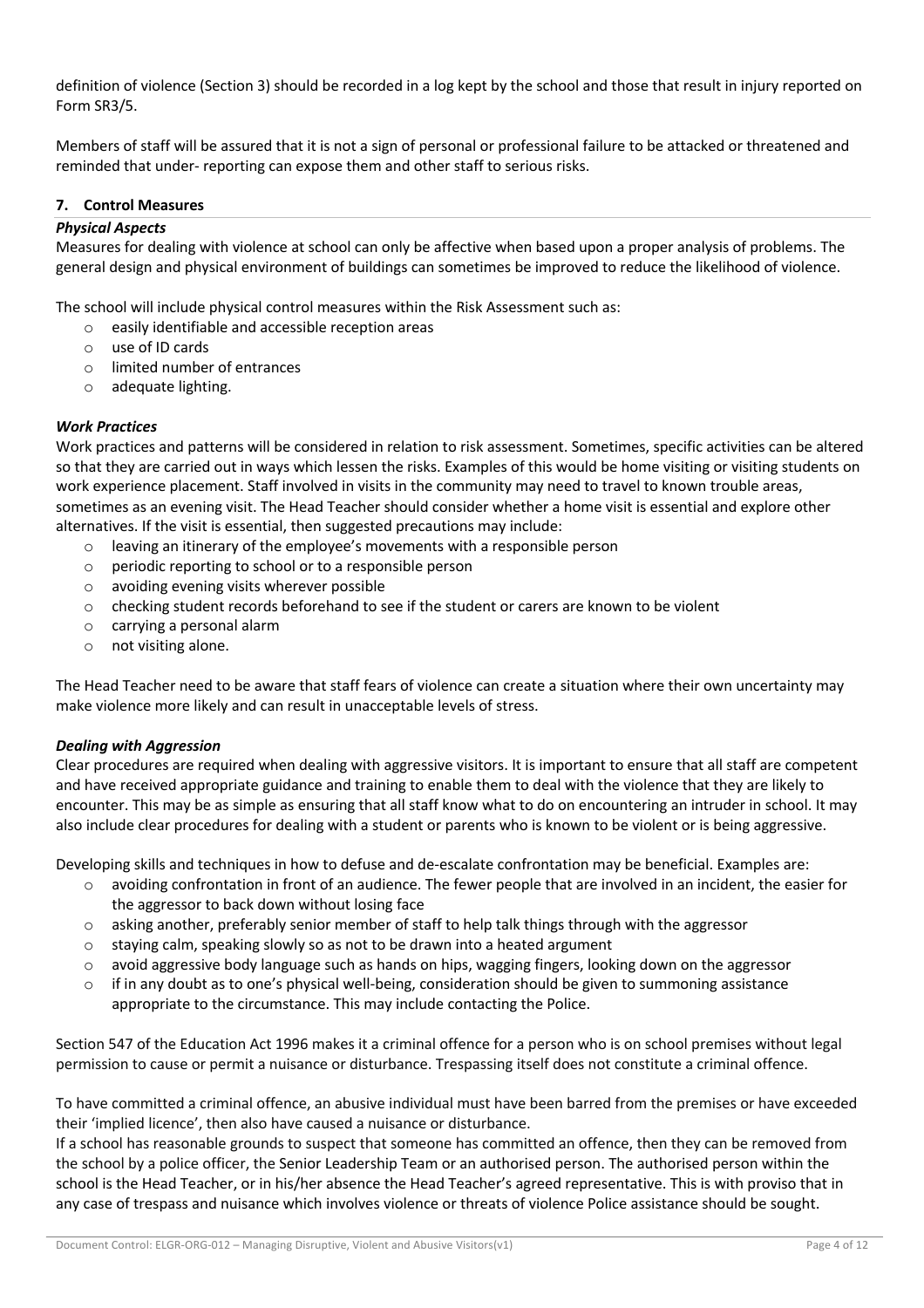definition of violence (Section 3) should be recorded in a log kept by the school and those that result in injury reported on Form SR3/5.

Members of staff will be assured that it is not a sign of personal or professional failure to be attacked or threatened and reminded that under- reporting can expose them and other staff to serious risks.

## 7. Control Measures

### *Physical Aspects*

Measures for dealing with violence at school can only be affective when based upon a proper analysis of problems. The general design and physical environment of buildings can sometimes be improved to reduce the likelihood of violence.

The school will include physical control measures within the Risk Assessment such as:

- easily identifiable and accessible reception areas
- use of ID cards
- limited number of entrances
- adequate lighting.

### *Work Practices*

Work practices and patterns will be considered in relation to risk assessment. Sometimes, specific activities can be altered so that they are carried out in ways which lessen the risks. Examples of this would be home visiting or visiting students on work experience placement. Staff involved in visits in the community may need to travel to known trouble areas, sometimes as an evening visit. The Head Teacher should consider whether a home visit is essential and explore other alternatives. If the visit is essential, then suggested precautions may include:

- leaving an itinerary of the employee's movements with a responsible person
- periodic reporting to school or to a responsible person
- avoiding evening visits wherever possible
- checking student records beforehand to see if the student or carers are known to be violent
- carrying a personal alarm
- not visiting alone.

The Head Teacher need to be aware that staff fears of violence can create a situation where their own uncertainty may make violence more likely and can result in unacceptable levels of stress.

### *Dealing with Aggression*

Clear procedures are required when dealing with aggressive visitors. It is important to ensure that all staff are competent and have received appropriate guidance and training to enable them to deal with the violence that they are likely to encounter. This may be as simple as ensuring that all staff know what to do on encountering an intruder in school. It may also include clear procedures for dealing with a student or parents who is known to be violent or is being aggressive.

Developing skills and techniques in how to defuse and de-escalate confrontation may be beneficial. Examples are:

- avoiding confrontation in front of an audience. The fewer people that are involved in an incident, the easier for the aggressor to back down without losing face
- asking another, preferably senior member of staff to help talk things through with the aggressor
- staying calm, speaking slowly so as not to be drawn into a heated argument
- avoid aggressive body language such as hands on hips, wagging fingers, looking down on the aggressor
- if in any doubt as to one's physical well-being, consideration should be given to summoning assistance appropriate to the circumstance. This may include contacting the Police.

Section 547 of the Education Act 1996 makes it a criminal offence for a person who is on school premises without legal permission to cause or permit a nuisance or disturbance. Trespassing itself does not constitute a criminal offence.

To have committed a criminal offence, an abusive individual must have been barred from the premises or have exceeded their 'implied licence', then also have caused a nuisance or disturbance.

If a school has reasonable grounds to suspect that someone has committed an offence, then they can be removed from the school by a police officer, the Senior Leadership Team or an authorised person. The authorised person within the school is the Head Teacher, or in his/her absence the Head Teacher's agreed representative. This is with proviso that in any case of trespass and nuisance which involves violence or threats of violence Police assistance should be sought.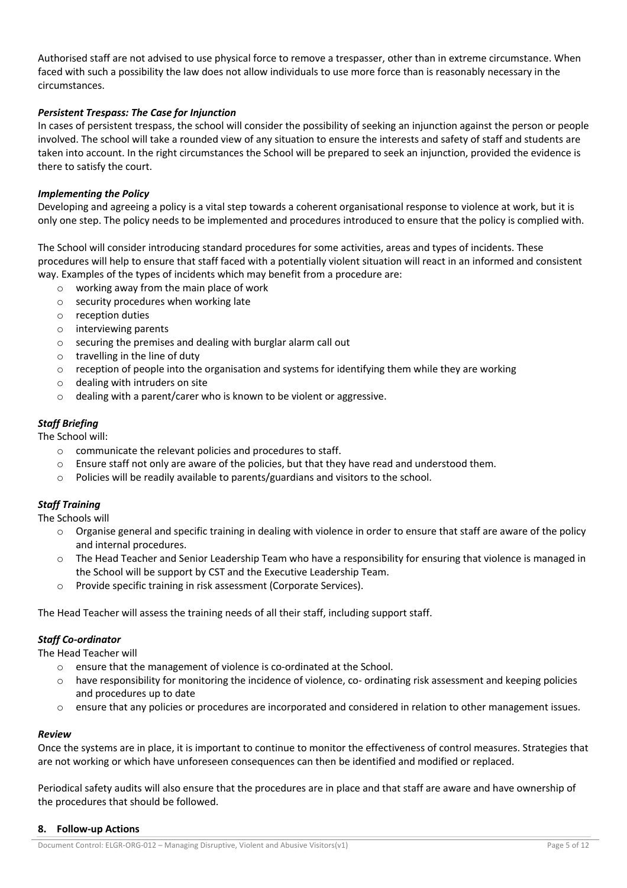Authorised staff are not advised to use physical force to remove a trespasser, other than in extreme circumstance. When faced with such a possibility the law does not allow individuals to use more force than is reasonably necessary in the circumstances.

***Persistent Trespass: The Case for Injunction***

In cases of persistent trespass, the school will consider the possibility of seeking an injunction against the person or people involved. The school will take a rounded view of any situation to ensure the interests and safety of staff and students are taken into account. In the right circumstances the School will be prepared to seek an injunction, provided the evidence is there to satisfy the court.

***Implementing the Policy***

Developing and agreeing a policy is a vital step towards a coherent organisational response to violence at work, but it is only one step. The policy needs to be implemented and procedures introduced to ensure that the policy is complied with.

The School will consider introducing standard procedures for some activities, areas and types of incidents. These procedures will help to ensure that staff faced with a potentially violent situation will react in an informed and consistent way. Examples of the types of incidents which may benefit from a procedure are:

- working away from the main place of work
- security procedures when working late
- reception duties
- interviewing parents
- securing the premises and dealing with burglar alarm call out
- travelling in the line of duty
- reception of people into the organisation and systems for identifying them while they are working
- dealing with intruders on site
- dealing with a parent/carer who is known to be violent or aggressive.

***Staff Briefing***

The School will:

- communicate the relevant policies and procedures to staff.
- Ensure staff not only are aware of the policies, but that they have read and understood them.
- Policies will be readily available to parents/guardians and visitors to the school.

***Staff Training***

The Schools will

- Organise general and specific training in dealing with violence in order to ensure that staff are aware of the policy and internal procedures.
- The Head Teacher and Senior Leadership Team who have a responsibility for ensuring that violence is managed in the School will be support by CST and the Executive Leadership Team.
- Provide specific training in risk assessment (Corporate Services).

The Head Teacher will assess the training needs of all their staff, including support staff.

***Staff Co-ordinator***

The Head Teacher will

- ensure that the management of violence is co-ordinated at the School.
- have responsibility for monitoring the incidence of violence, co- ordinating risk assessment and keeping policies and procedures up to date
- ensure that any policies or procedures are incorporated and considered in relation to other management issues.

***Review***

Once the systems are in place, it is important to continue to monitor the effectiveness of control measures. Strategies that are not working or which have unforeseen consequences can then be identified and modified or replaced.

Periodical safety audits will also ensure that the procedures are in place and that staff are aware and have ownership of the procedures that should be followed.

## 8. Follow-up Actions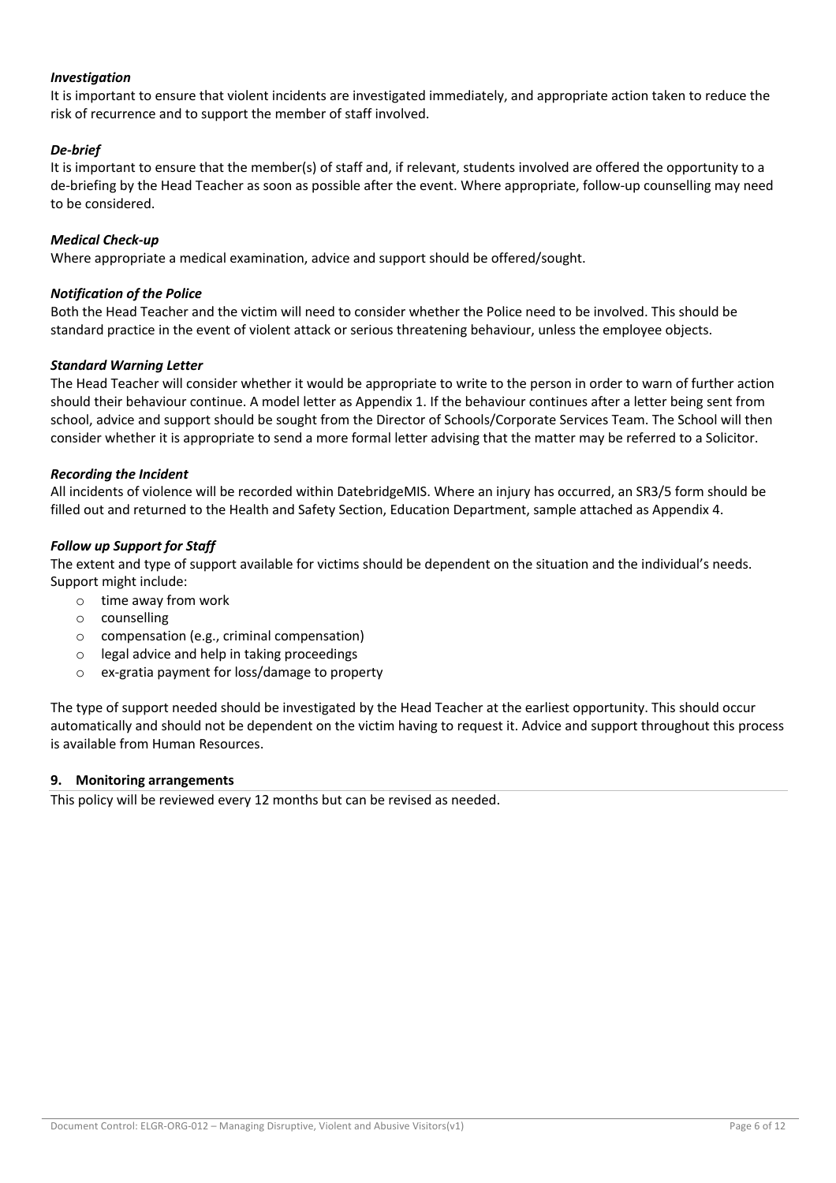***Investigation***

It is important to ensure that violent incidents are investigated immediately, and appropriate action taken to reduce the risk of recurrence and to support the member of staff involved.

***De-brief***

It is important to ensure that the member(s) of staff and, if relevant, students involved are offered the opportunity to a de-briefing by the Head Teacher as soon as possible after the event. Where appropriate, follow-up counselling may need to be considered.

***Medical Check-up***

Where appropriate a medical examination, advice and support should be offered/sought.

***Notification of the Police***

Both the Head Teacher and the victim will need to consider whether the Police need to be involved. This should be standard practice in the event of violent attack or serious threatening behaviour, unless the employee objects.

***Standard Warning Letter***

The Head Teacher will consider whether it would be appropriate to write to the person in order to warn of further action should their behaviour continue. A model letter as Appendix 1. If the behaviour continues after a letter being sent from school, advice and support should be sought from the Director of Schools/Corporate Services Team. The School will then consider whether it is appropriate to send a more formal letter advising that the matter may be referred to a Solicitor.

***Recording the Incident***

All incidents of violence will be recorded within DatebridgeMIS. Where an injury has occurred, an SR3/5 form should be filled out and returned to the Health and Safety Section, Education Department, sample attached as Appendix 4.

***Follow up Support for Staff***

The extent and type of support available for victims should be dependent on the situation and the individual's needs. Support might include:

- time away from work
- counselling
- compensation (e.g., criminal compensation)
- legal advice and help in taking proceedings
- ex-gratia payment for loss/damage to property

The type of support needed should be investigated by the Head Teacher at the earliest opportunity. This should occur automatically and should not be dependent on the victim having to request it. Advice and support throughout this process is available from Human Resources.

## 9. Monitoring arrangements

This policy will be reviewed every 12 months but can be revised as needed.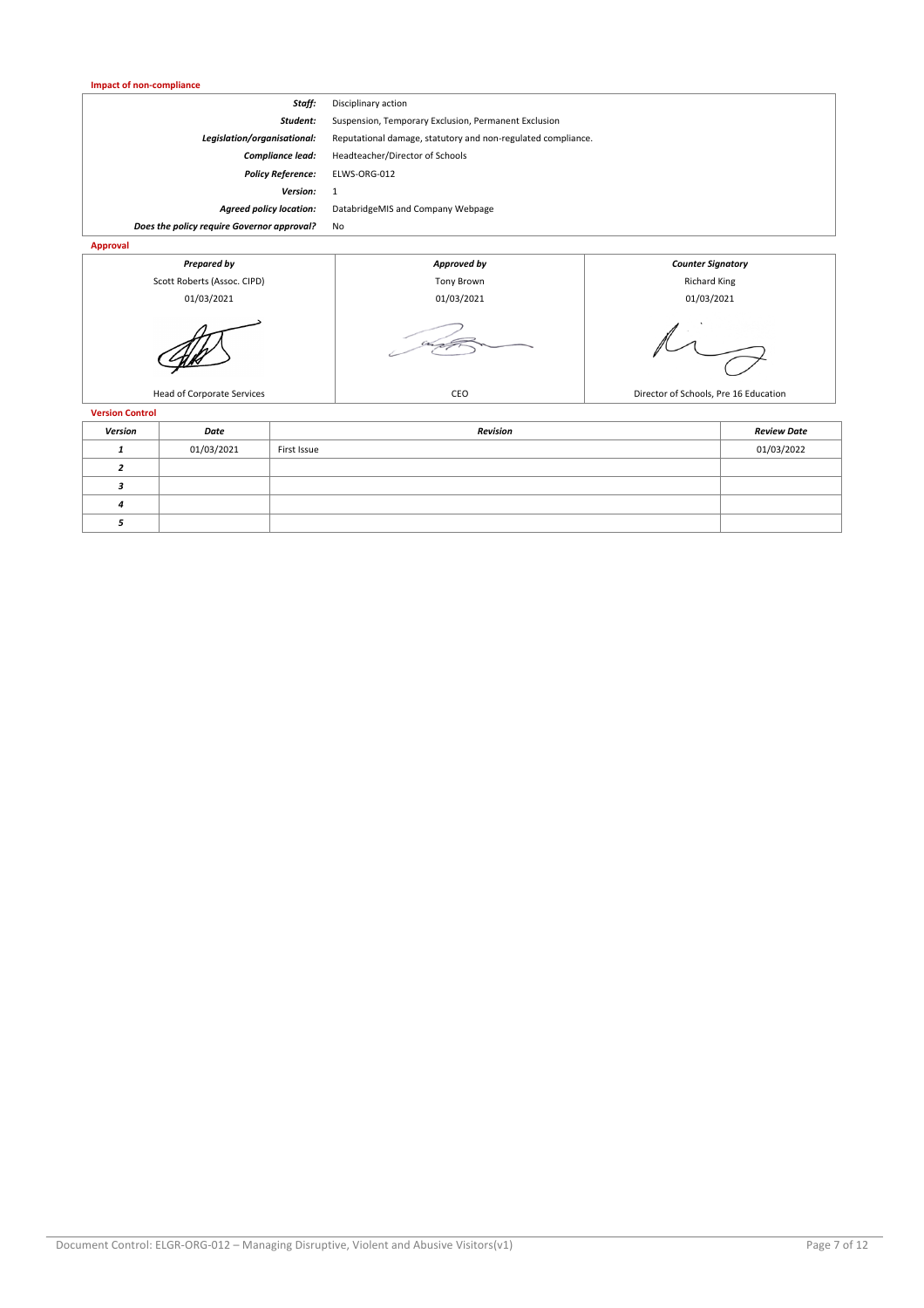**Impact of non-compliance**

| | |
|---|---|
| ***Staff:*** | Disciplinary action |
| ***Student:*** | Suspension, Temporary Exclusion, Permanent Exclusion |
| ***Legislation/organisational:*** | Reputational damage, statutory and non-regulated compliance. |
| ***Compliance lead:*** | Headteacher/Director of Schools |
| ***Policy Reference:*** | ELWS-ORG-012 |
| ***Version:*** | 1 |
| ***Agreed policy location:*** | DatabridgeMIS and Company Webpage |
| ***Does the policy require Governor approval?*** | No |

**Approval**

| *Prepared by* | *Approved by* | *Counter Signatory* |
|---|---|---|
| Scott Roberts (Assoc. CIPD) | Tony Brown | Richard King |
| 01/03/2021 | 01/03/2021 | 01/03/2021 |
| Head of Corporate Services | CEO | Director of Schools, Pre 16 Education |

**Version Control**

| *Version* | *Date* | *Revision* | *Review Date* |
|---|---|---|---|
| *1* | 01/03/2021 | First Issue | 01/03/2022 |
| *2* | | | |
| *3* | | | |
| *4* | | | |
| *5* | | | |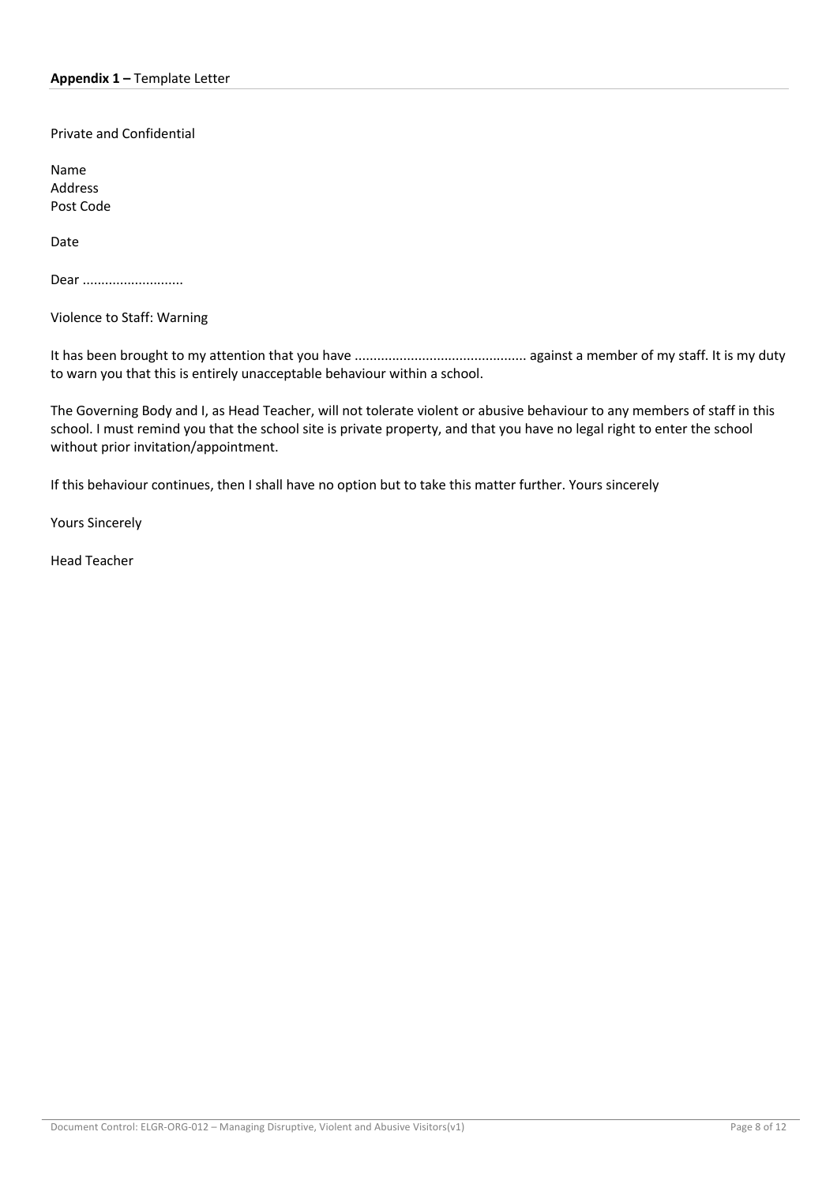**Appendix 1 –** Template Letter

Private and Confidential

Name  
Address  
Post Code

Date

Dear ..........................

Violence to Staff: Warning

It has been brought to my attention that you have ............................................. against a member of my staff. It is my duty to warn you that this is entirely unacceptable behaviour within a school.

The Governing Body and I, as Head Teacher, will not tolerate violent or abusive behaviour to any members of staff in this school. I must remind you that the school site is private property, and that you have no legal right to enter the school without prior invitation/appointment.

If this behaviour continues, then I shall have no option but to take this matter further. Yours sincerely

Yours Sincerely

Head Teacher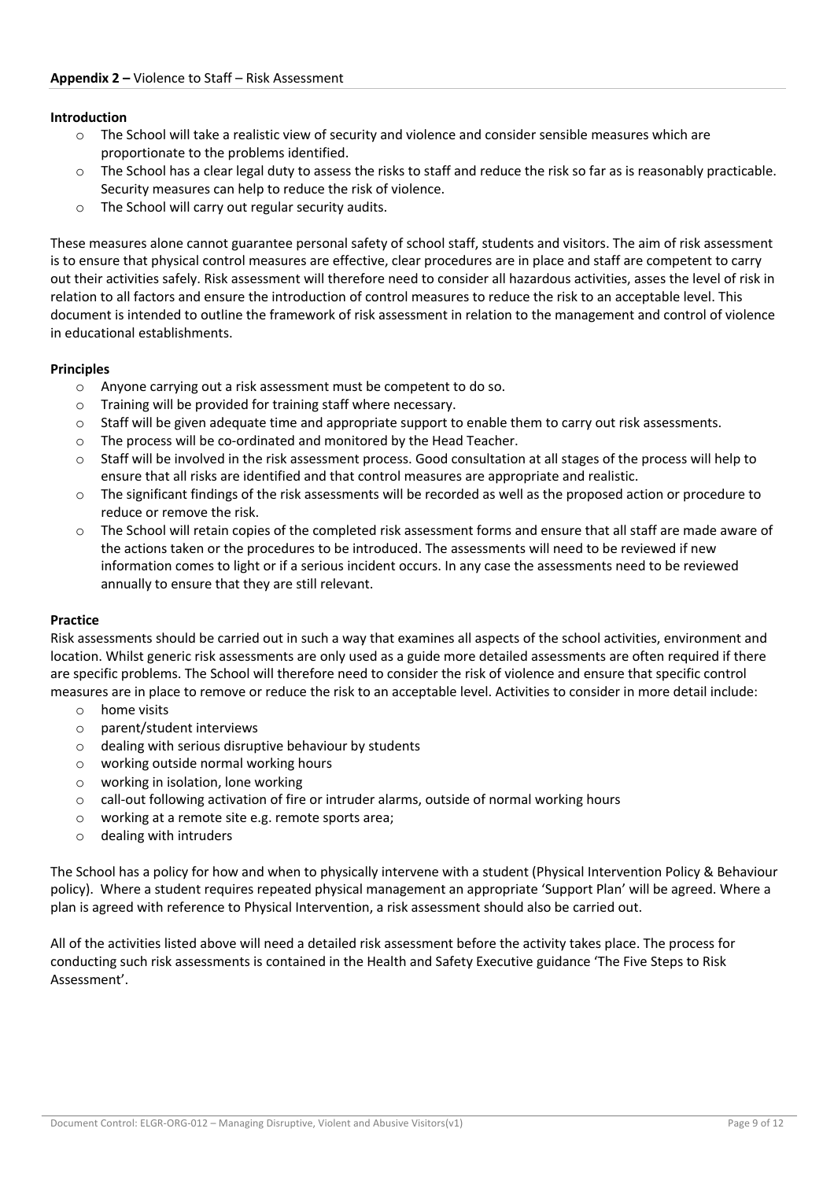**Appendix 2 –** Violence to Staff – Risk Assessment

**Introduction**

- The School will take a realistic view of security and violence and consider sensible measures which are proportionate to the problems identified.
- The School has a clear legal duty to assess the risks to staff and reduce the risk so far as is reasonably practicable. Security measures can help to reduce the risk of violence.
- The School will carry out regular security audits.

These measures alone cannot guarantee personal safety of school staff, students and visitors. The aim of risk assessment is to ensure that physical control measures are effective, clear procedures are in place and staff are competent to carry out their activities safely. Risk assessment will therefore need to consider all hazardous activities, asses the level of risk in relation to all factors and ensure the introduction of control measures to reduce the risk to an acceptable level. This document is intended to outline the framework of risk assessment in relation to the management and control of violence in educational establishments.

**Principles**

- Anyone carrying out a risk assessment must be competent to do so.
- Training will be provided for training staff where necessary.
- Staff will be given adequate time and appropriate support to enable them to carry out risk assessments.
- The process will be co-ordinated and monitored by the Head Teacher.
- Staff will be involved in the risk assessment process. Good consultation at all stages of the process will help to ensure that all risks are identified and that control measures are appropriate and realistic.
- The significant findings of the risk assessments will be recorded as well as the proposed action or procedure to reduce or remove the risk.
- The School will retain copies of the completed risk assessment forms and ensure that all staff are made aware of the actions taken or the procedures to be introduced. The assessments will need to be reviewed if new information comes to light or if a serious incident occurs. In any case the assessments need to be reviewed annually to ensure that they are still relevant.

**Practice**

Risk assessments should be carried out in such a way that examines all aspects of the school activities, environment and location. Whilst generic risk assessments are only used as a guide more detailed assessments are often required if there are specific problems. The School will therefore need to consider the risk of violence and ensure that specific control measures are in place to remove or reduce the risk to an acceptable level. Activities to consider in more detail include:

- home visits
- parent/student interviews
- dealing with serious disruptive behaviour by students
- working outside normal working hours
- working in isolation, lone working
- call-out following activation of fire or intruder alarms, outside of normal working hours
- working at a remote site e.g. remote sports area;
- dealing with intruders

The School has a policy for how and when to physically intervene with a student (Physical Intervention Policy & Behaviour policy). Where a student requires repeated physical management an appropriate 'Support Plan' will be agreed. Where a plan is agreed with reference to Physical Intervention, a risk assessment should also be carried out.

All of the activities listed above will need a detailed risk assessment before the activity takes place. The process for conducting such risk assessments is contained in the Health and Safety Executive guidance 'The Five Steps to Risk Assessment'.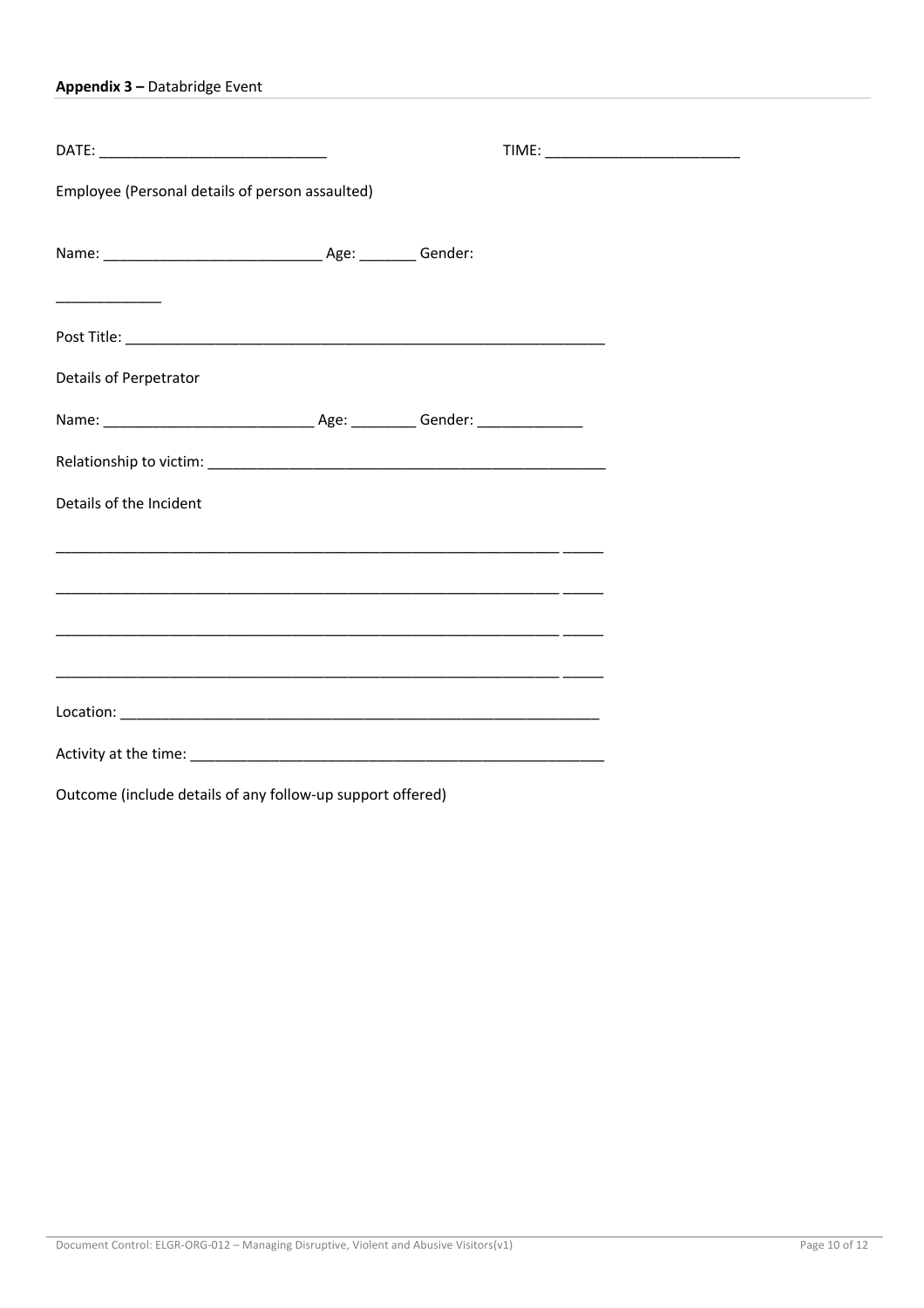**Appendix 3 –** Databridge Event

DATE: ____________________________ TIME: ________________________

Employee (Personal details of person assaulted)

Name: ___________________________ Age: _______ Gender:

_____________

Post Title: ______________________________________________________________

Details of Perpetrator

Name: _________________________ Age: ________ Gender: _____________

Relationship to victim: ___________________________________________________

Details of the Incident

_________________________________________________________________ _____

_________________________________________________________________ _____

_________________________________________________________________ _____

_________________________________________________________________ _____

Location: _____________________________________________________________

Activity at the time: _____________________________________________________

Outcome (include details of any follow-up support offered)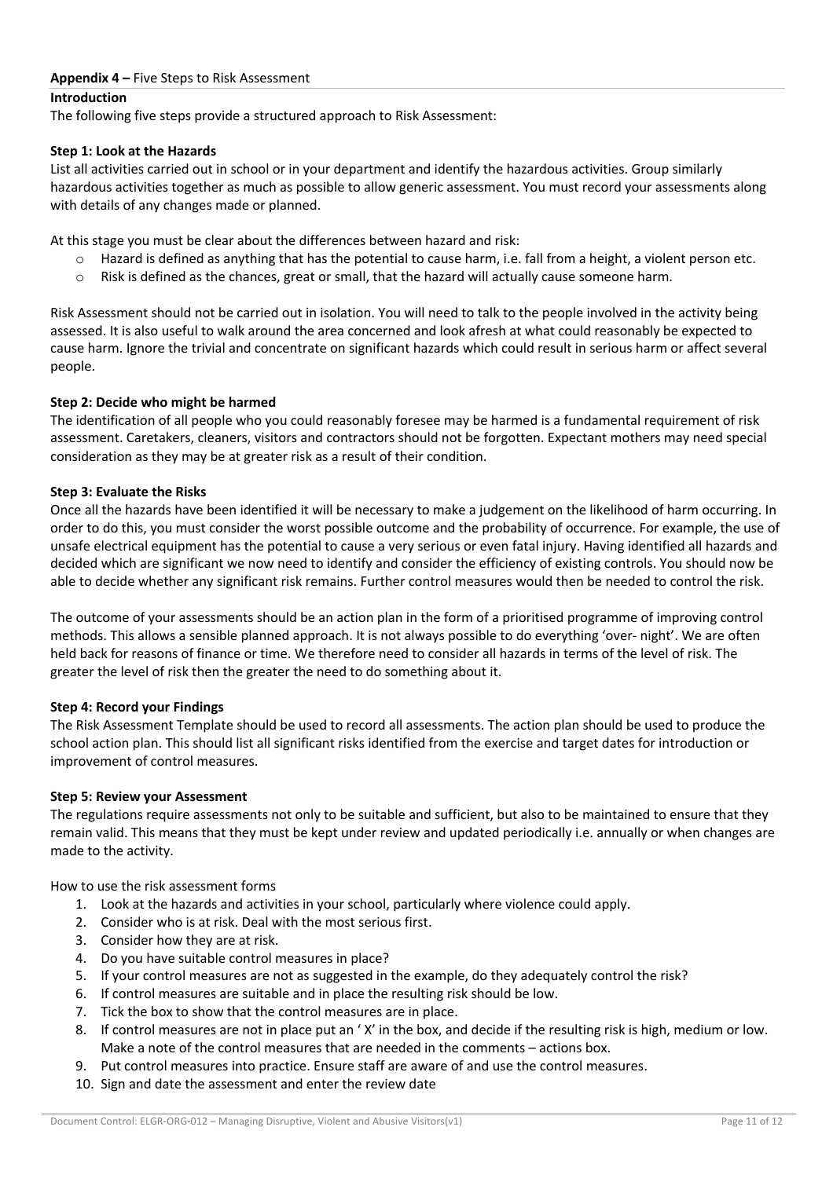**Appendix 4 –** Five Steps to Risk Assessment

**Introduction**

The following five steps provide a structured approach to Risk Assessment:

**Step 1: Look at the Hazards**

List all activities carried out in school or in your department and identify the hazardous activities. Group similarly hazardous activities together as much as possible to allow generic assessment. You must record your assessments along with details of any changes made or planned.

At this stage you must be clear about the differences between hazard and risk:

- Hazard is defined as anything that has the potential to cause harm, i.e. fall from a height, a violent person etc.
- Risk is defined as the chances, great or small, that the hazard will actually cause someone harm.

Risk Assessment should not be carried out in isolation. You will need to talk to the people involved in the activity being assessed. It is also useful to walk around the area concerned and look afresh at what could reasonably be expected to cause harm. Ignore the trivial and concentrate on significant hazards which could result in serious harm or affect several people.

**Step 2: Decide who might be harmed**

The identification of all people who you could reasonably foresee may be harmed is a fundamental requirement of risk assessment. Caretakers, cleaners, visitors and contractors should not be forgotten. Expectant mothers may need special consideration as they may be at greater risk as a result of their condition.

**Step 3: Evaluate the Risks**

Once all the hazards have been identified it will be necessary to make a judgement on the likelihood of harm occurring. In order to do this, you must consider the worst possible outcome and the probability of occurrence. For example, the use of unsafe electrical equipment has the potential to cause a very serious or even fatal injury. Having identified all hazards and decided which are significant we now need to identify and consider the efficiency of existing controls. You should now be able to decide whether any significant risk remains. Further control measures would then be needed to control the risk.

The outcome of your assessments should be an action plan in the form of a prioritised programme of improving control methods. This allows a sensible planned approach. It is not always possible to do everything 'over- night'. We are often held back for reasons of finance or time. We therefore need to consider all hazards in terms of the level of risk. The greater the level of risk then the greater the need to do something about it.

**Step 4: Record your Findings**

The Risk Assessment Template should be used to record all assessments. The action plan should be used to produce the school action plan. This should list all significant risks identified from the exercise and target dates for introduction or improvement of control measures.

**Step 5: Review your Assessment**

The regulations require assessments not only to be suitable and sufficient, but also to be maintained to ensure that they remain valid. This means that they must be kept under review and updated periodically i.e. annually or when changes are made to the activity.

How to use the risk assessment forms

1. Look at the hazards and activities in your school, particularly where violence could apply.
2. Consider who is at risk. Deal with the most serious first.
3. Consider how they are at risk.
4. Do you have suitable control measures in place?
5. If your control measures are not as suggested in the example, do they adequately control the risk?
6. If control measures are suitable and in place the resulting risk should be low.
7. Tick the box to show that the control measures are in place.
8. If control measures are not in place put an ' X' in the box, and decide if the resulting risk is high, medium or low. Make a note of the control measures that are needed in the comments – actions box.
9. Put control measures into practice. Ensure staff are aware of and use the control measures.
10. Sign and date the assessment and enter the review date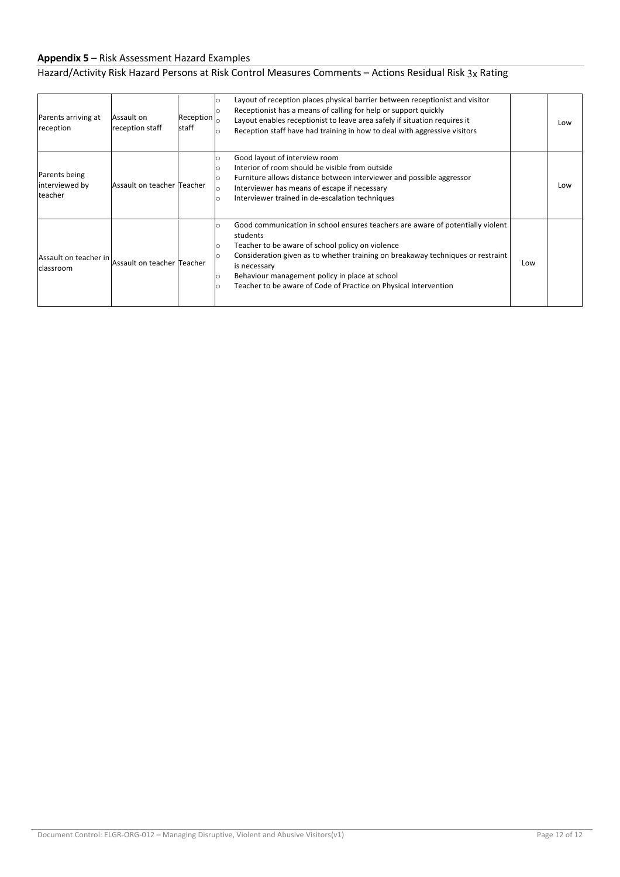## **Appendix 5 –** Risk Assessment Hazard Examples

Hazard/Activity Risk Hazard Persons at Risk Control Measures Comments – Actions Residual Risk 3x Rating

| | | | | | |
|---|---|---|---|---|---|
| Parents arriving at reception | Assault on reception staff | Reception staff | ○ Layout of reception places physical barrier between receptionist and visitor<br>○ Receptionist has a means of calling for help or support quickly<br>○ Layout enables receptionist to leave area safely if situation requires it<br>○ Reception staff have had training in how to deal with aggressive visitors | | Low |
| Parents being interviewed by teacher | Assault on teacher | Teacher | ○ Good layout of interview room<br>○ Interior of room should be visible from outside<br>○ Furniture allows distance between interviewer and possible aggressor<br>○ Interviewer has means of escape if necessary<br>○ Interviewer trained in de-escalation techniques | | Low |
| Assault on teacher in classroom | Assault on teacher | Teacher | ○ Good communication in school ensures teachers are aware of potentially violent students<br>○ Teacher to be aware of school policy on violence<br>○ Consideration given as to whether training on breakaway techniques or restraint is necessary<br>○ Behaviour management policy in place at school<br>○ Teacher to be aware of Code of Practice on Physical Intervention | Low | |